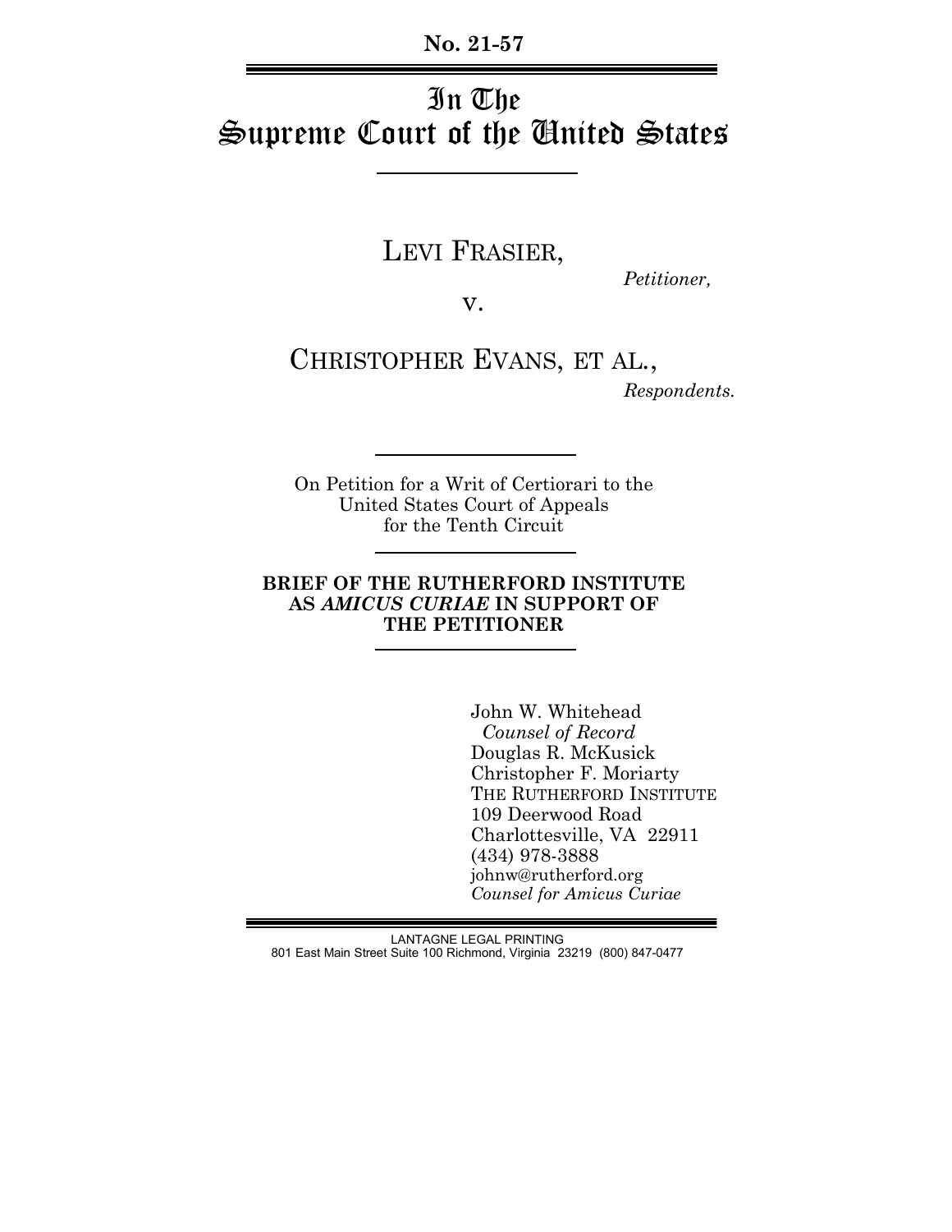No. 21-57

# In The Supreme Court of the United States

LEVI FRASIER,

*Petitioner,*

v.

CHRISTOPHER EVANS, ET AL.,

*Respondents.*

On Petition for a Writ of Certiorari to the United States Court of Appeals for the Tenth Circuit

**BRIEF OF THE RUTHERFORD INSTITUTE AS *AMICUS CURIAE* IN SUPPORT OF THE PETITIONER**

John W. Whitehead
*Counsel of Record*
Douglas R. McKusick
Christopher F. Moriarty
THE RUTHERFORD INSTITUTE
109 Deerwood Road
Charlottesville, VA 22911
(434) 978-3888
johnw@rutherford.org
*Counsel for Amicus Curiae*

LANTAGNE LEGAL PRINTING
801 East Main Street Suite 100 Richmond, Virginia 23219 (800) 847-0477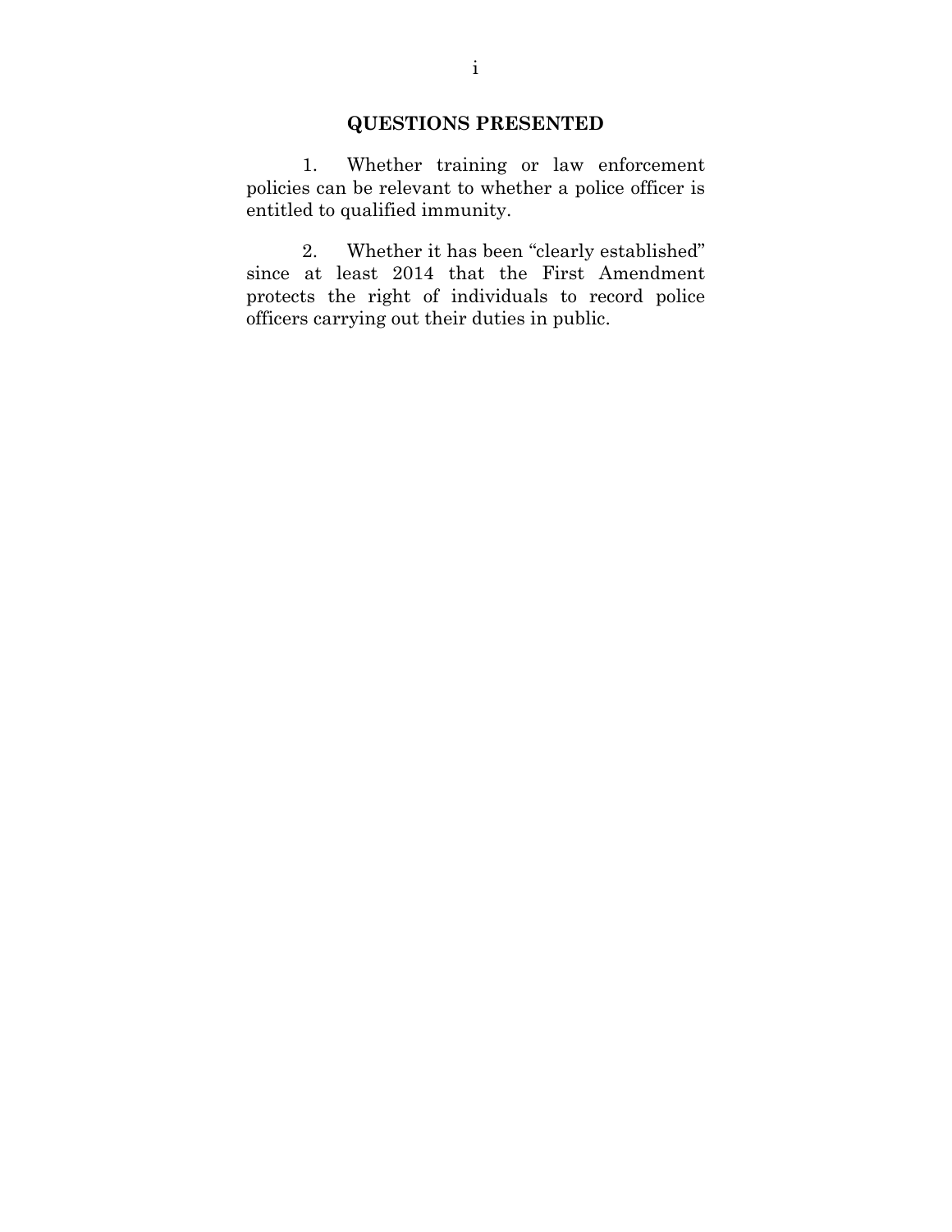## QUESTIONS PRESENTED

1. Whether training or law enforcement policies can be relevant to whether a police officer is entitled to qualified immunity.

2. Whether it has been "clearly established" since at least 2014 that the First Amendment protects the right of individuals to record police officers carrying out their duties in public.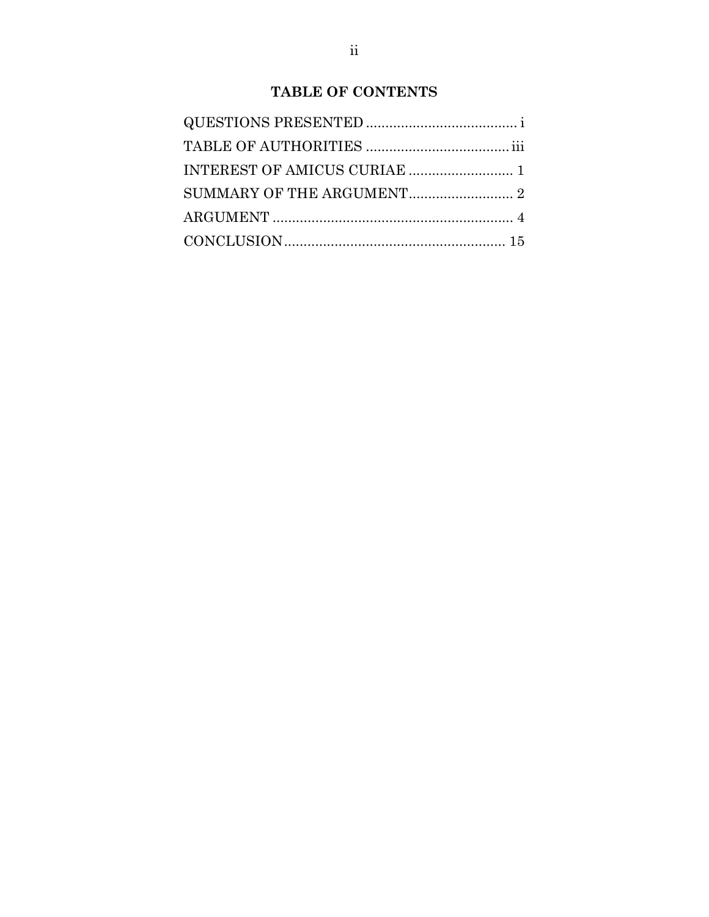# TABLE OF CONTENTS

QUESTIONS PRESENTED ....................................... i

TABLE OF AUTHORITIES ..................................... iii

INTEREST OF AMICUS CURIAE ........................... 1

SUMMARY OF THE ARGUMENT........................... 2

ARGUMENT .............................................................. 4

CONCLUSION......................................................... 15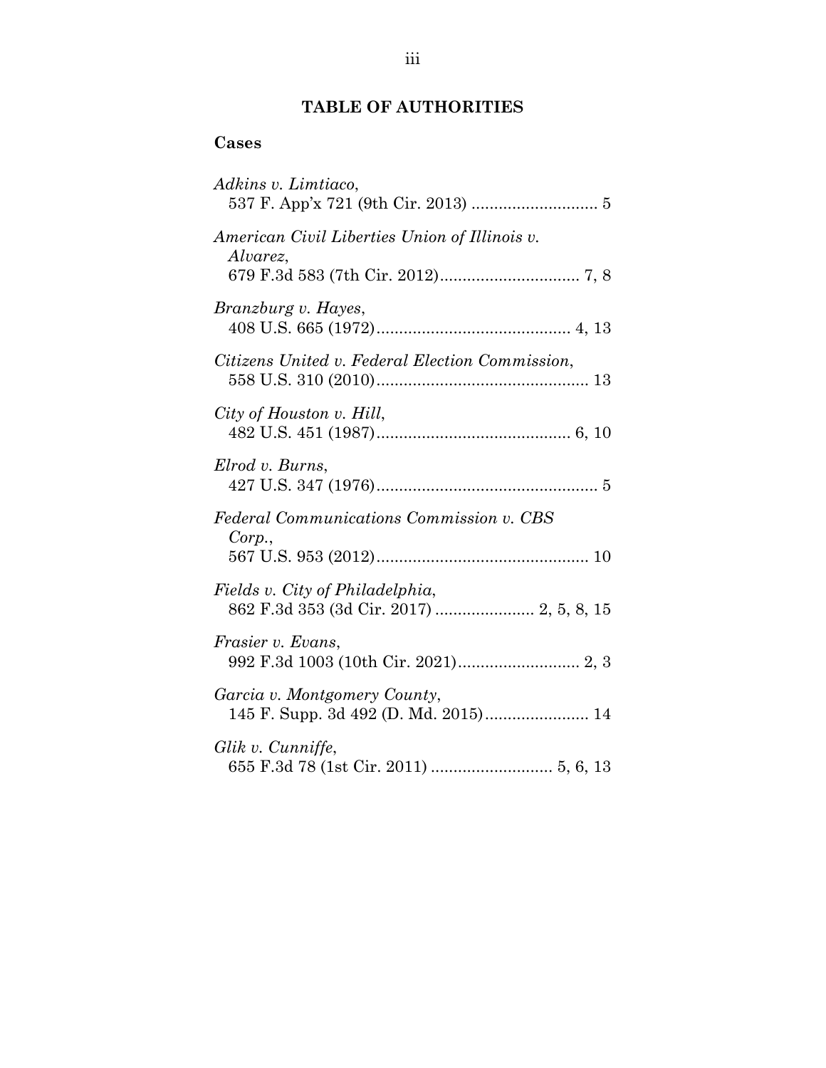## TABLE OF AUTHORITIES

### Cases

*Adkins v. Limtiaco*,
537 F. App'x 721 (9th Cir. 2013) ............................ 5

*American Civil Liberties Union of Illinois v. Alvarez*,
679 F.3d 583 (7th Cir. 2012)............................... 7, 8

*Branzburg v. Hayes*,
408 U.S. 665 (1972)........................................... 4, 13

*Citizens United v. Federal Election Commission*,
558 U.S. 310 (2010)............................................... 13

*City of Houston v. Hill*,
482 U.S. 451 (1987)........................................... 6, 10

*Elrod v. Burns*,
427 U.S. 347 (1976)................................................. 5

*Federal Communications Commission v. CBS Corp.*,
567 U.S. 953 (2012)............................................... 10

*Fields v. City of Philadelphia*,
862 F.3d 353 (3d Cir. 2017) ...................... 2, 5, 8, 15

*Frasier v. Evans*,
992 F.3d 1003 (10th Cir. 2021)........................... 2, 3

*Garcia v. Montgomery County*,
145 F. Supp. 3d 492 (D. Md. 2015)....................... 14

*Glik v. Cunniffe*,
655 F.3d 78 (1st Cir. 2011) ........................... 5, 6, 13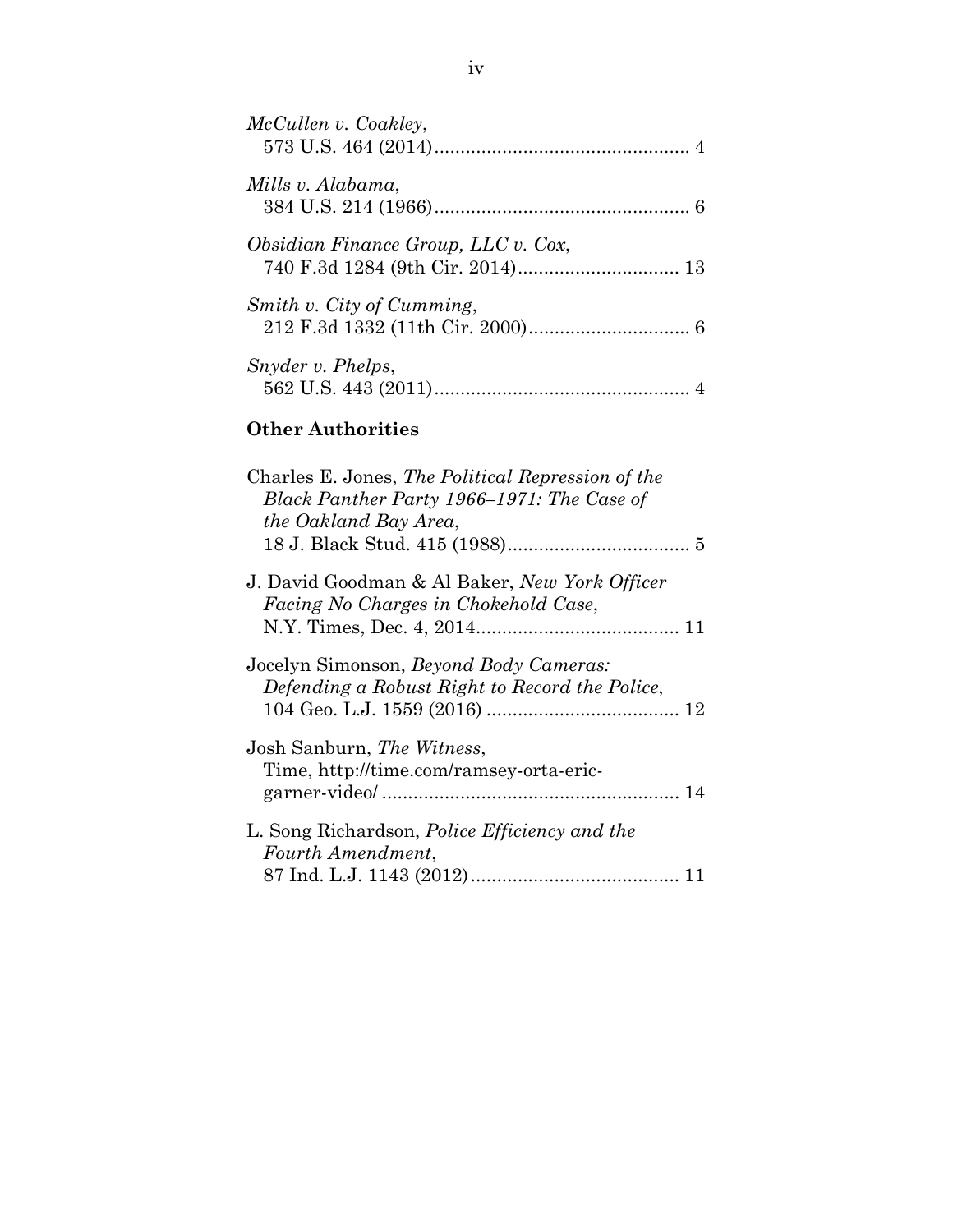*McCullen v. Coakley*,
573 U.S. 464 (2014)................................................ 4

*Mills v. Alabama*,
384 U.S. 214 (1966)................................................ 6

*Obsidian Finance Group, LLC v. Cox*,
740 F.3d 1284 (9th Cir. 2014)............................... 13

*Smith v. City of Cumming*,
212 F.3d 1332 (11th Cir. 2000).............................. 6

*Snyder v. Phelps*,
562 U.S. 443 (2011)................................................ 4

**Other Authorities**

Charles E. Jones, *The Political Repression of the Black Panther Party 1966–1971: The Case of the Oakland Bay Area*,
18 J. Black Stud. 415 (1988)................................... 5

J. David Goodman & Al Baker, *New York Officer Facing No Charges in Chokehold Case*,
N.Y. Times, Dec. 4, 2014....................................... 11

Jocelyn Simonson, *Beyond Body Cameras: Defending a Robust Right to Record the Police*,
104 Geo. L.J. 1559 (2016) ..................................... 12

Josh Sanburn, *The Witness*,
Time, http://time.com/ramsey-orta-eric-garner-video/ ......................................................... 14

L. Song Richardson, *Police Efficiency and the Fourth Amendment*,
87 Ind. L.J. 1143 (2012)........................................ 11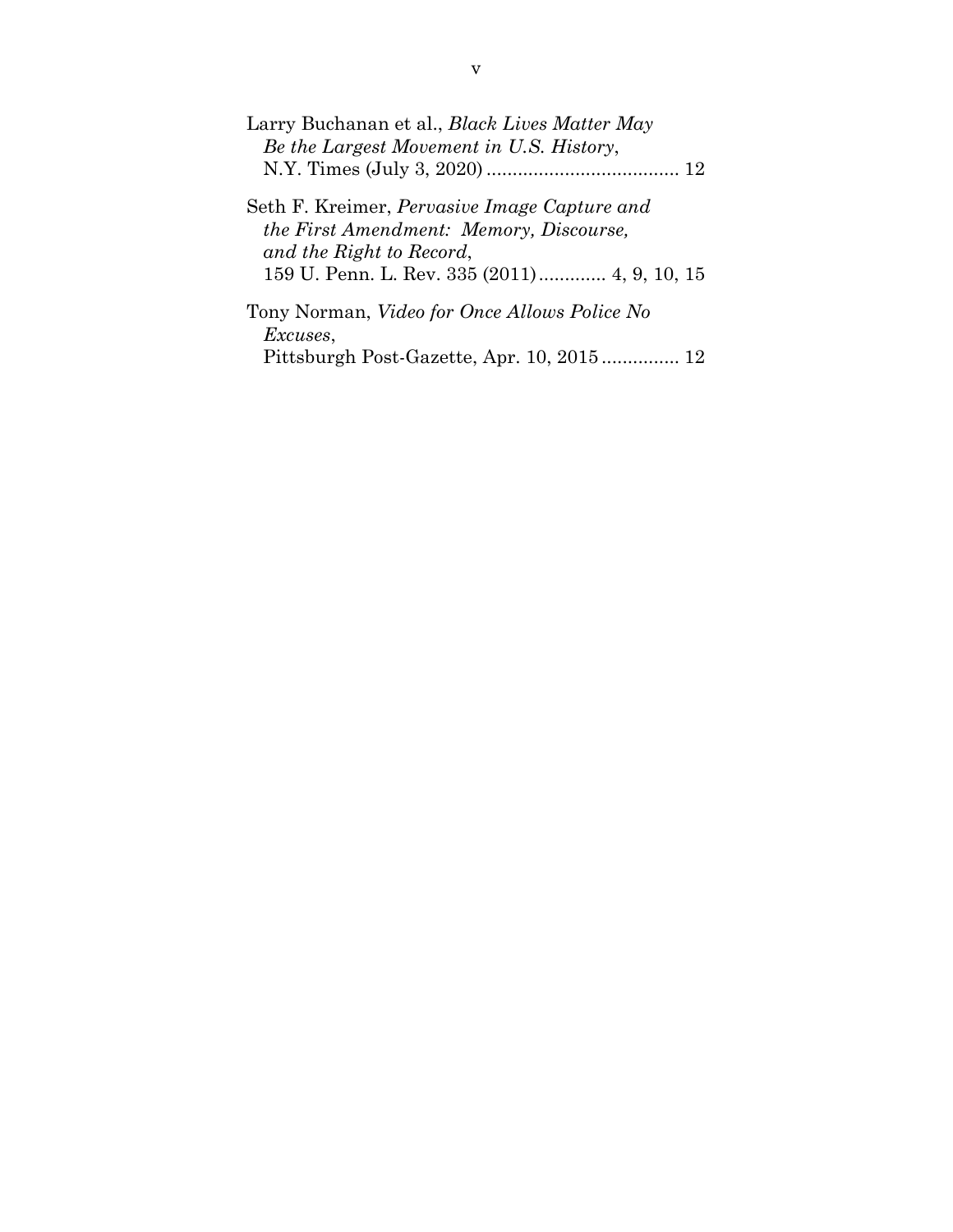Larry Buchanan et al., *Black Lives Matter May Be the Largest Movement in U.S. History*, N.Y. Times (July 3, 2020) ..................................... 12

Seth F. Kreimer, *Pervasive Image Capture and the First Amendment: Memory, Discourse, and the Right to Record*, 159 U. Penn. L. Rev. 335 (2011)............. 4, 9, 10, 15

Tony Norman, *Video for Once Allows Police No Excuses*, Pittsburgh Post-Gazette, Apr. 10, 2015............... 12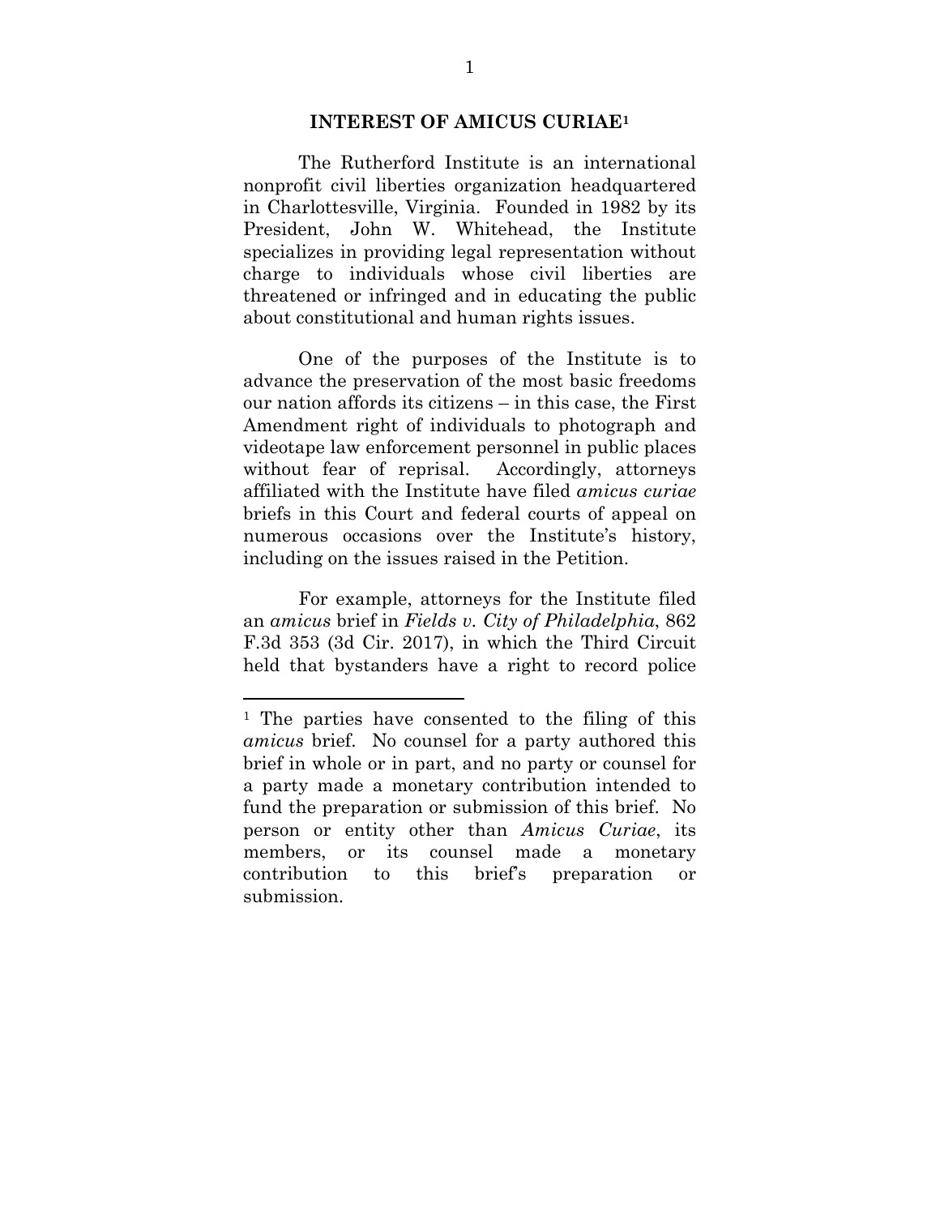## INTEREST OF AMICUS CURIAE[1]

The Rutherford Institute is an international nonprofit civil liberties organization headquartered in Charlottesville, Virginia. Founded in 1982 by its President, John W. Whitehead, the Institute specializes in providing legal representation without charge to individuals whose civil liberties are threatened or infringed and in educating the public about constitutional and human rights issues.

One of the purposes of the Institute is to advance the preservation of the most basic freedoms our nation affords its citizens – in this case, the First Amendment right of individuals to photograph and videotape law enforcement personnel in public places without fear of reprisal. Accordingly, attorneys affiliated with the Institute have filed *amicus curiae* briefs in this Court and federal courts of appeal on numerous occasions over the Institute's history, including on the issues raised in the Petition.

For example, attorneys for the Institute filed an *amicus* brief in *Fields v. City of Philadelphia*, 862 F.3d 353 (3d Cir. 2017), in which the Third Circuit held that bystanders have a right to record police

---

[1] The parties have consented to the filing of this *amicus* brief. No counsel for a party authored this brief in whole or in part, and no party or counsel for a party made a monetary contribution intended to fund the preparation or submission of this brief. No person or entity other than *Amicus Curiae*, its members, or its counsel made a monetary contribution to this brief's preparation or submission.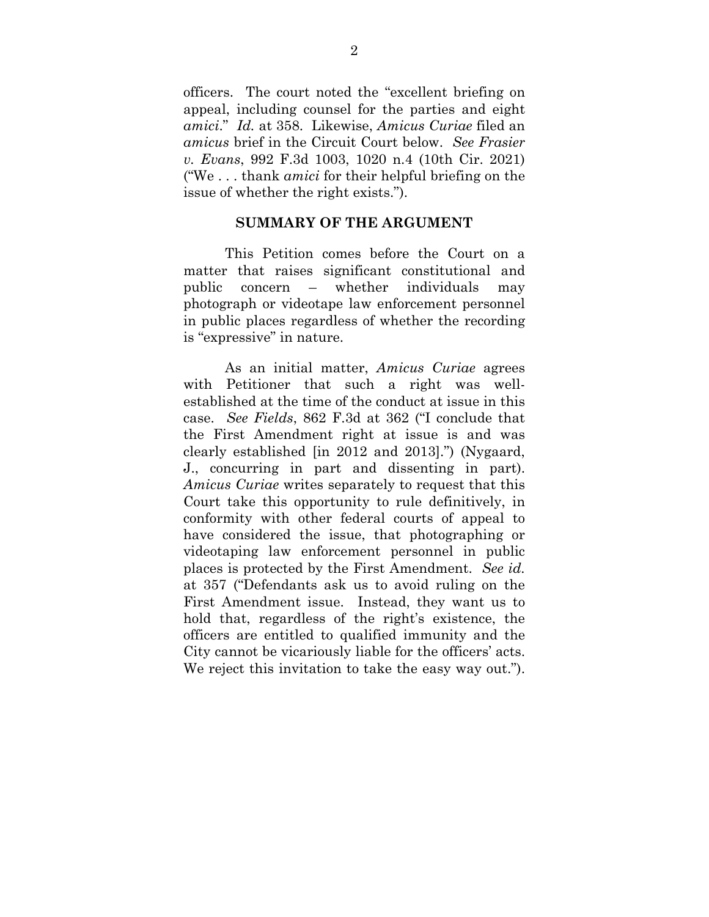officers. The court noted the "excellent briefing on appeal, including counsel for the parties and eight *amici*." *Id.* at 358. Likewise, *Amicus Curiae* filed an *amicus* brief in the Circuit Court below. *See Frasier v. Evans*, 992 F.3d 1003, 1020 n.4 (10th Cir. 2021) ("We . . . thank *amici* for their helpful briefing on the issue of whether the right exists.").

## SUMMARY OF THE ARGUMENT

This Petition comes before the Court on a matter that raises significant constitutional and public concern – whether individuals may photograph or videotape law enforcement personnel in public places regardless of whether the recording is "expressive" in nature.

As an initial matter, *Amicus Curiae* agrees with Petitioner that such a right was well-established at the time of the conduct at issue in this case. *See Fields*, 862 F.3d at 362 ("I conclude that the First Amendment right at issue is and was clearly established [in 2012 and 2013].") (Nygaard, J., concurring in part and dissenting in part). *Amicus Curiae* writes separately to request that this Court take this opportunity to rule definitively, in conformity with other federal courts of appeal to have considered the issue, that photographing or videotaping law enforcement personnel in public places is protected by the First Amendment. *See id.* at 357 ("Defendants ask us to avoid ruling on the First Amendment issue. Instead, they want us to hold that, regardless of the right's existence, the officers are entitled to qualified immunity and the City cannot be vicariously liable for the officers' acts. We reject this invitation to take the easy way out.").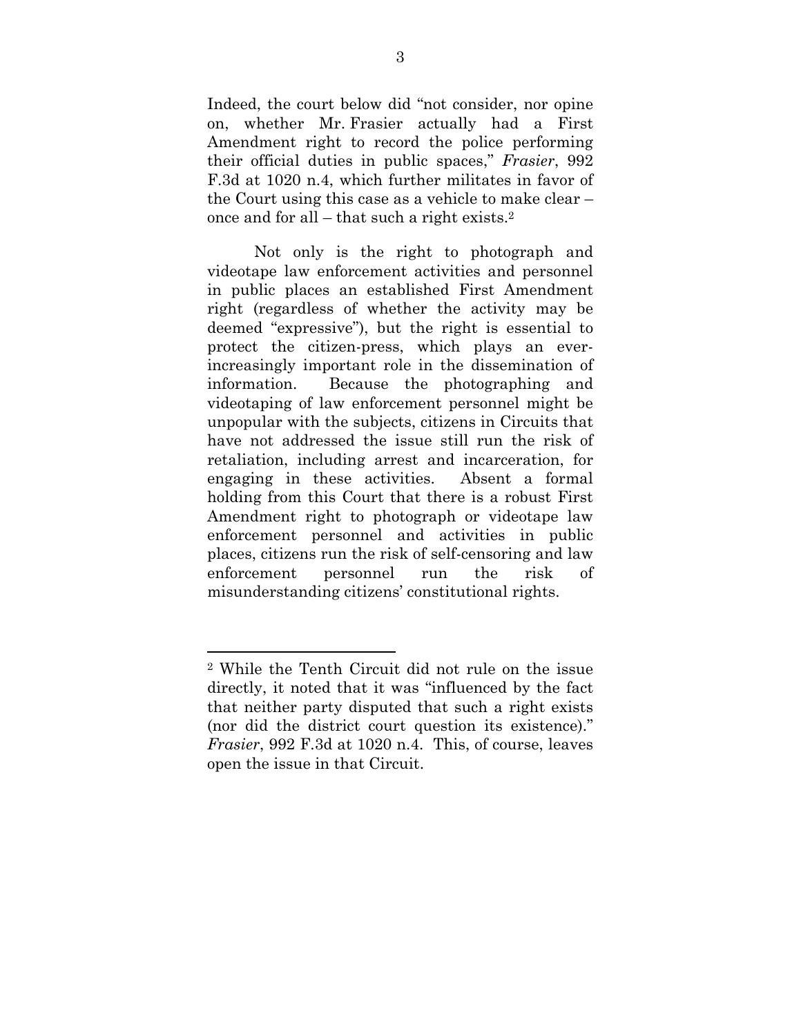Indeed, the court below did "not consider, nor opine on, whether Mr. Frasier actually had a First Amendment right to record the police performing their official duties in public spaces," *Frasier*, 992 F.3d at 1020 n.4, which further militates in favor of the Court using this case as a vehicle to make clear – once and for all – that such a right exists.[2]

Not only is the right to photograph and videotape law enforcement activities and personnel in public places an established First Amendment right (regardless of whether the activity may be deemed "expressive"), but the right is essential to protect the citizen-press, which plays an ever-increasingly important role in the dissemination of information. Because the photographing and videotaping of law enforcement personnel might be unpopular with the subjects, citizens in Circuits that have not addressed the issue still run the risk of retaliation, including arrest and incarceration, for engaging in these activities. Absent a formal holding from this Court that there is a robust First Amendment right to photograph or videotape law enforcement personnel and activities in public places, citizens run the risk of self-censoring and law enforcement personnel run the risk of misunderstanding citizens' constitutional rights.

---

[2] While the Tenth Circuit did not rule on the issue directly, it noted that it was "influenced by the fact that neither party disputed that such a right exists (nor did the district court question its existence)." *Frasier*, 992 F.3d at 1020 n.4. This, of course, leaves open the issue in that Circuit.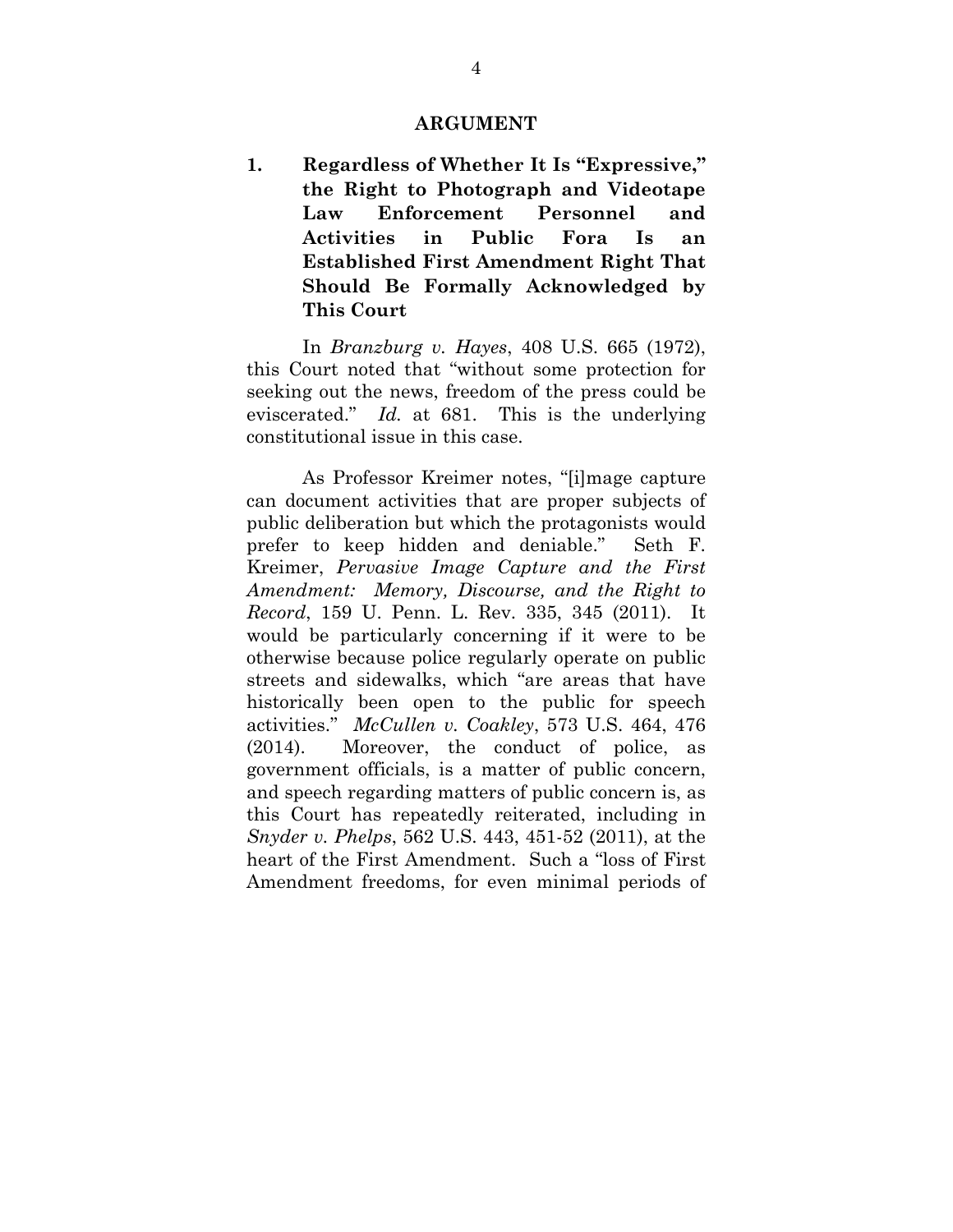## ARGUMENT

### 1. Regardless of Whether It Is "Expressive," the Right to Photograph and Videotape Law Enforcement Personnel and Activities in Public Fora Is an Established First Amendment Right That Should Be Formally Acknowledged by This Court

In *Branzburg v. Hayes*, 408 U.S. 665 (1972), this Court noted that "without some protection for seeking out the news, freedom of the press could be eviscerated." *Id.* at 681. This is the underlying constitutional issue in this case.

As Professor Kreimer notes, "[i]mage capture can document activities that are proper subjects of public deliberation but which the protagonists would prefer to keep hidden and deniable." Seth F. Kreimer, *Pervasive Image Capture and the First Amendment: Memory, Discourse, and the Right to Record*, 159 U. Penn. L. Rev. 335, 345 (2011). It would be particularly concerning if it were to be otherwise because police regularly operate on public streets and sidewalks, which "are areas that have historically been open to the public for speech activities." *McCullen v. Coakley*, 573 U.S. 464, 476 (2014). Moreover, the conduct of police, as government officials, is a matter of public concern, and speech regarding matters of public concern is, as this Court has repeatedly reiterated, including in *Snyder v. Phelps*, 562 U.S. 443, 451-52 (2011), at the heart of the First Amendment. Such a "loss of First Amendment freedoms, for even minimal periods of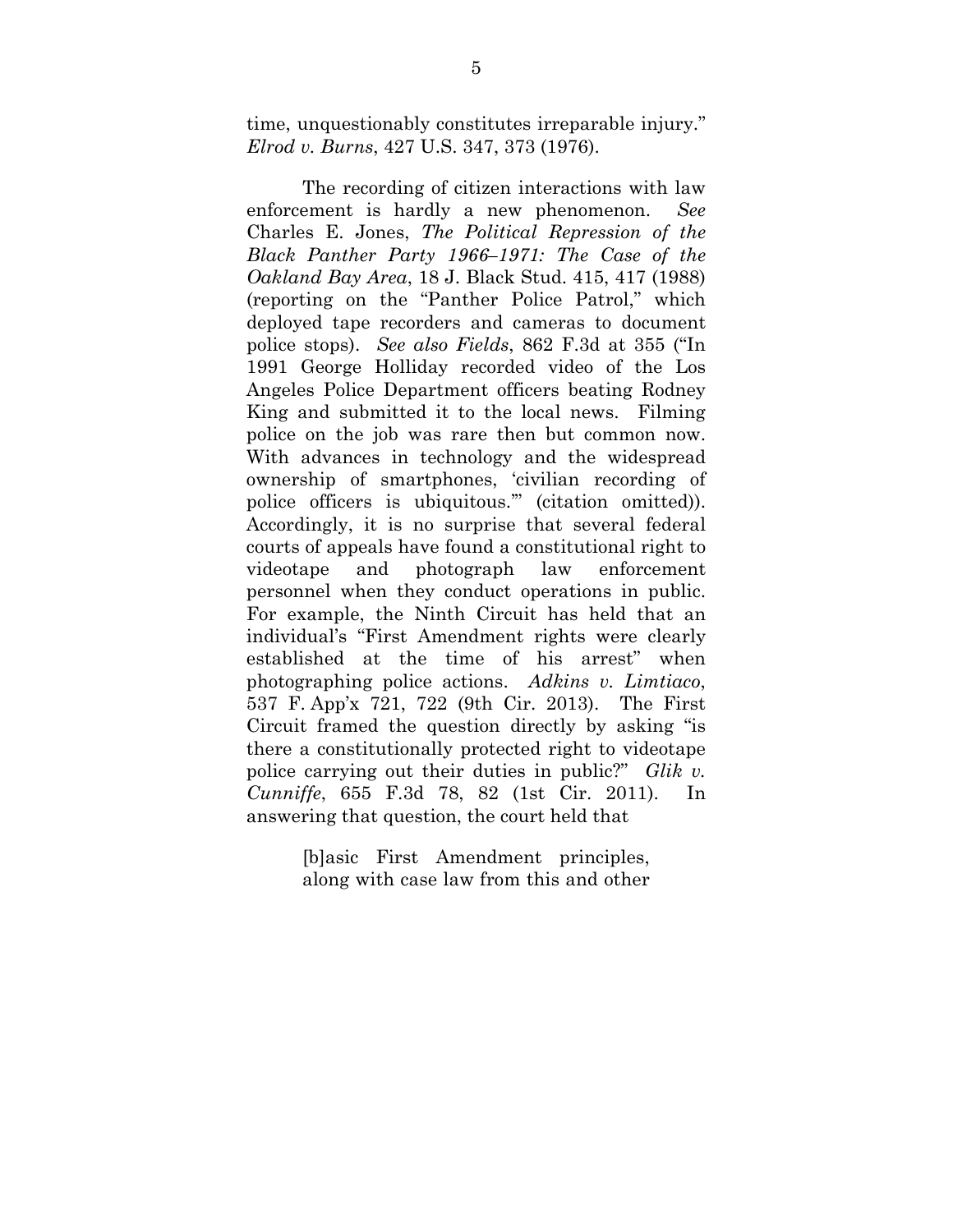time, unquestionably constitutes irreparable injury." *Elrod v. Burns*, 427 U.S. 347, 373 (1976).

The recording of citizen interactions with law enforcement is hardly a new phenomenon. *See* Charles E. Jones, *The Political Repression of the Black Panther Party 1966–1971: The Case of the Oakland Bay Area*, 18 J. Black Stud. 415, 417 (1988) (reporting on the "Panther Police Patrol," which deployed tape recorders and cameras to document police stops). *See also Fields*, 862 F.3d at 355 ("In 1991 George Holliday recorded video of the Los Angeles Police Department officers beating Rodney King and submitted it to the local news. Filming police on the job was rare then but common now. With advances in technology and the widespread ownership of smartphones, 'civilian recording of police officers is ubiquitous.'" (citation omitted)). Accordingly, it is no surprise that several federal courts of appeals have found a constitutional right to videotape and photograph law enforcement personnel when they conduct operations in public. For example, the Ninth Circuit has held that an individual's "First Amendment rights were clearly established at the time of his arrest" when photographing police actions. *Adkins v. Limtiaco*, 537 F. App'x 721, 722 (9th Cir. 2013). The First Circuit framed the question directly by asking "is there a constitutionally protected right to videotape police carrying out their duties in public?" *Glik v. Cunniffe*, 655 F.3d 78, 82 (1st Cir. 2011). In answering that question, the court held that

> [b]asic First Amendment principles, along with case law from this and other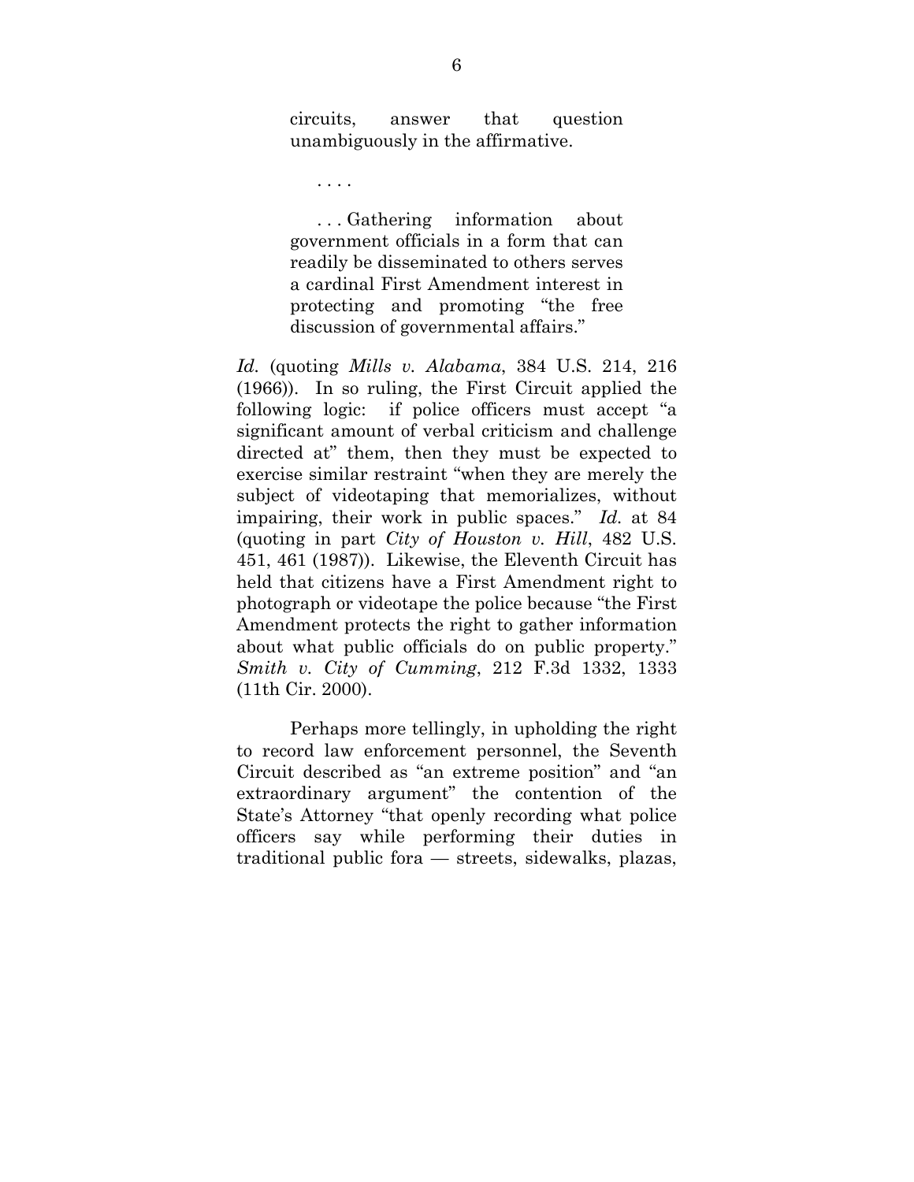> circuits, answer that question unambiguously in the affirmative.
>
> . . . .
>
> . . . Gathering information about government officials in a form that can readily be disseminated to others serves a cardinal First Amendment interest in protecting and promoting "the free discussion of governmental affairs."

*Id.* (quoting *Mills v. Alabama*, 384 U.S. 214, 216 (1966)). In so ruling, the First Circuit applied the following logic: if police officers must accept "a significant amount of verbal criticism and challenge directed at" them, then they must be expected to exercise similar restraint "when they are merely the subject of videotaping that memorializes, without impairing, their work in public spaces." *Id.* at 84 (quoting in part *City of Houston v. Hill*, 482 U.S. 451, 461 (1987)). Likewise, the Eleventh Circuit has held that citizens have a First Amendment right to photograph or videotape the police because "the First Amendment protects the right to gather information about what public officials do on public property." *Smith v. City of Cumming*, 212 F.3d 1332, 1333 (11th Cir. 2000).

Perhaps more tellingly, in upholding the right to record law enforcement personnel, the Seventh Circuit described as "an extreme position" and "an extraordinary argument" the contention of the State's Attorney "that openly recording what police officers say while performing their duties in traditional public fora — streets, sidewalks, plazas,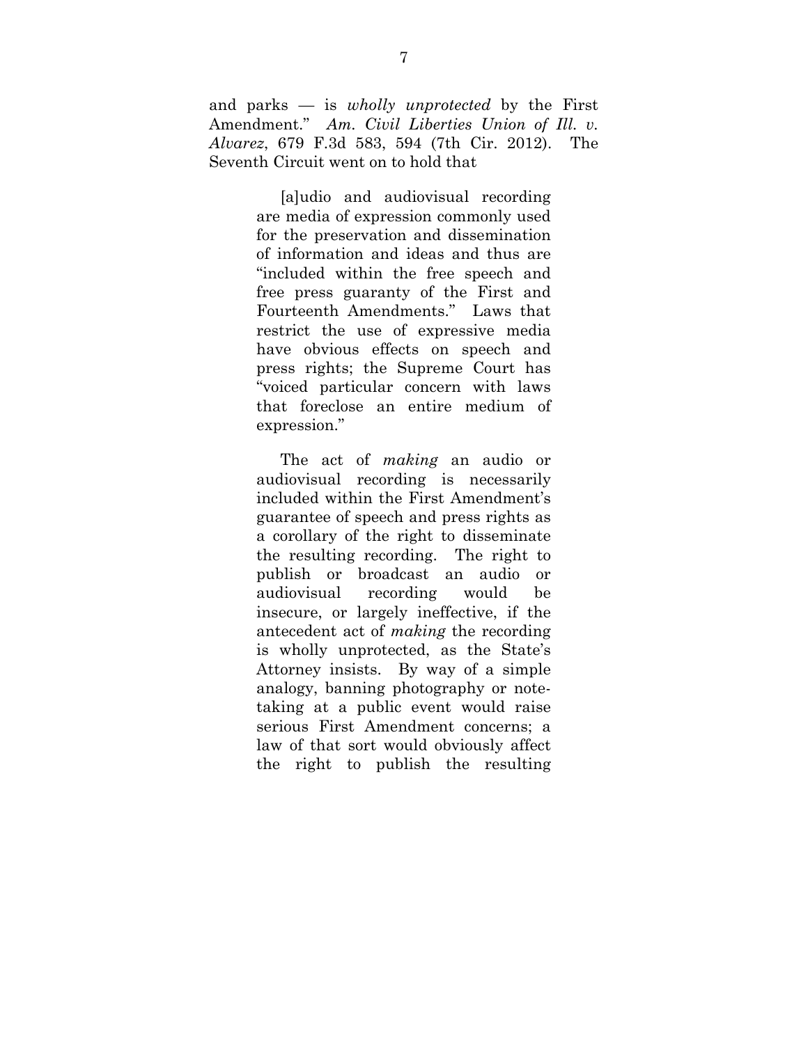and parks — is *wholly unprotected* by the First Amendment." *Am. Civil Liberties Union of Ill. v. Alvarez*, 679 F.3d 583, 594 (7th Cir. 2012). The Seventh Circuit went on to hold that

> [a]udio and audiovisual recording are media of expression commonly used for the preservation and dissemination of information and ideas and thus are "included within the free speech and free press guaranty of the First and Fourteenth Amendments." Laws that restrict the use of expressive media have obvious effects on speech and press rights; the Supreme Court has "voiced particular concern with laws that foreclose an entire medium of expression."
>
> The act of *making* an audio or audiovisual recording is necessarily included within the First Amendment's guarantee of speech and press rights as a corollary of the right to disseminate the resulting recording. The right to publish or broadcast an audio or audiovisual recording would be insecure, or largely ineffective, if the antecedent act of *making* the recording is wholly unprotected, as the State's Attorney insists. By way of a simple analogy, banning photography or note-taking at a public event would raise serious First Amendment concerns; a law of that sort would obviously affect the right to publish the resulting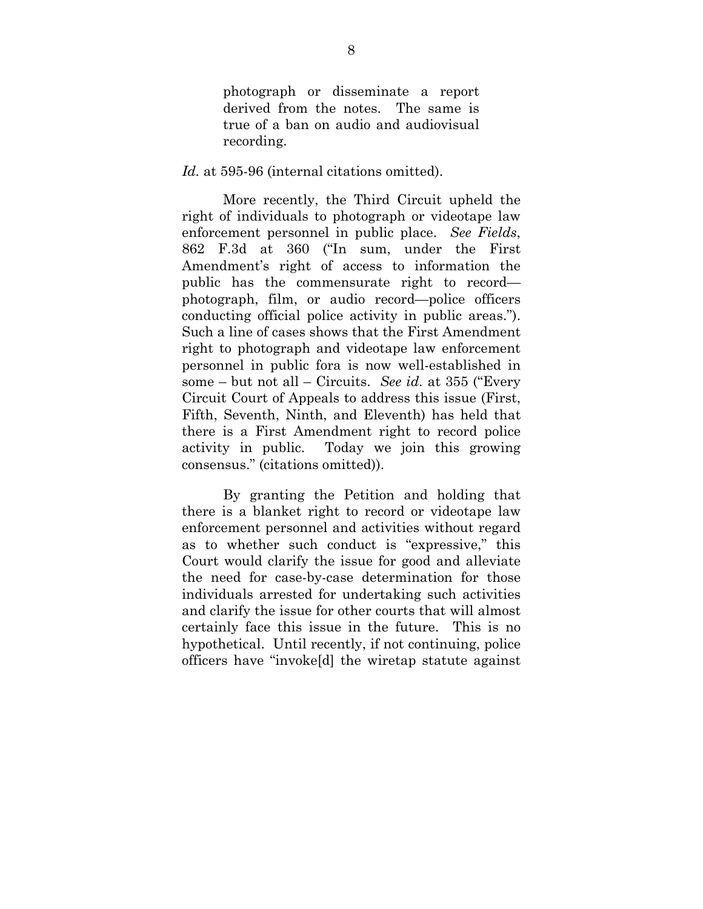> photograph or disseminate a report derived from the notes. The same is true of a ban on audio and audiovisual recording.

*Id.* at 595-96 (internal citations omitted).

More recently, the Third Circuit upheld the right of individuals to photograph or videotape law enforcement personnel in public place. *See Fields*, 862 F.3d at 360 ("In sum, under the First Amendment's right of access to information the public has the commensurate right to record—photograph, film, or audio record—police officers conducting official police activity in public areas."). Such a line of cases shows that the First Amendment right to photograph and videotape law enforcement personnel in public fora is now well-established in some – but not all – Circuits. *See id.* at 355 ("Every Circuit Court of Appeals to address this issue (First, Fifth, Seventh, Ninth, and Eleventh) has held that there is a First Amendment right to record police activity in public. Today we join this growing consensus." (citations omitted)).

By granting the Petition and holding that there is a blanket right to record or videotape law enforcement personnel and activities without regard as to whether such conduct is "expressive," this Court would clarify the issue for good and alleviate the need for case-by-case determination for those individuals arrested for undertaking such activities and clarify the issue for other courts that will almost certainly face this issue in the future. This is no hypothetical. Until recently, if not continuing, police officers have "invoke[d] the wiretap statute against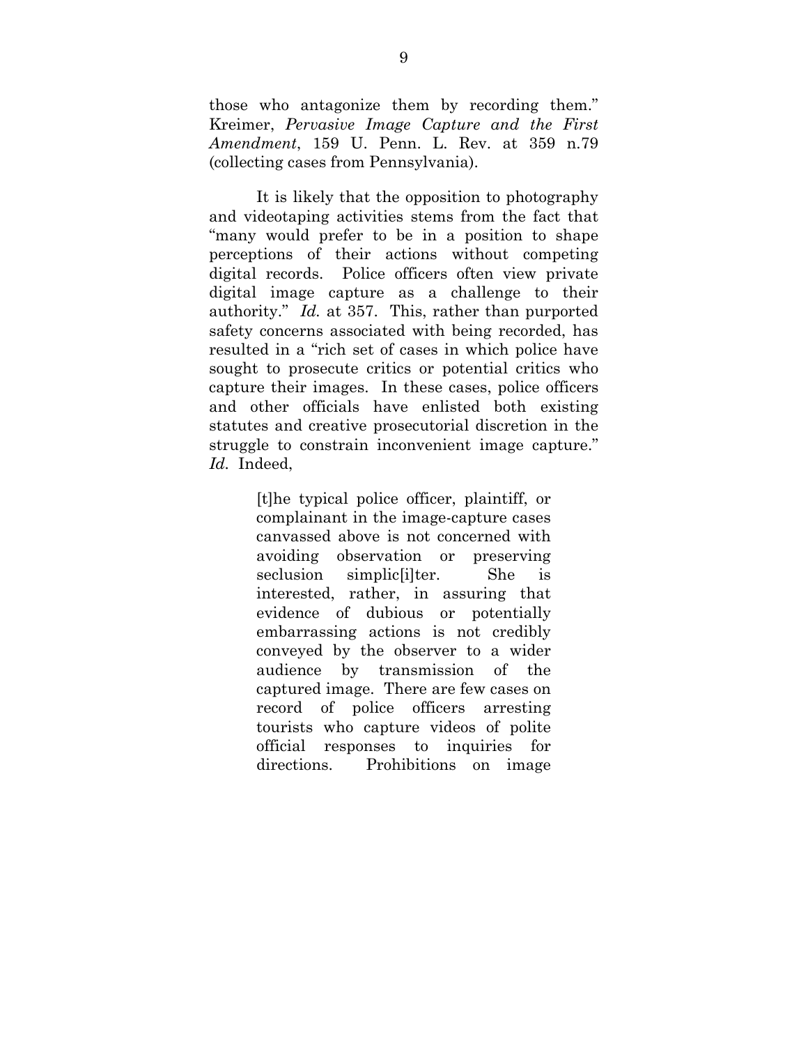those who antagonize them by recording them." Kreimer, *Pervasive Image Capture and the First Amendment*, 159 U. Penn. L. Rev. at 359 n.79 (collecting cases from Pennsylvania).

It is likely that the opposition to photography and videotaping activities stems from the fact that "many would prefer to be in a position to shape perceptions of their actions without competing digital records. Police officers often view private digital image capture as a challenge to their authority." *Id.* at 357. This, rather than purported safety concerns associated with being recorded, has resulted in a "rich set of cases in which police have sought to prosecute critics or potential critics who capture their images. In these cases, police officers and other officials have enlisted both existing statutes and creative prosecutorial discretion in the struggle to constrain inconvenient image capture." *Id.* Indeed,

> [t]he typical police officer, plaintiff, or complainant in the image-capture cases canvassed above is not concerned with avoiding observation or preserving seclusion simplic[i]ter. She is interested, rather, in assuring that evidence of dubious or potentially embarrassing actions is not credibly conveyed by the observer to a wider audience by transmission of the captured image. There are few cases on record of police officers arresting tourists who capture videos of polite official responses to inquiries for directions. Prohibitions on image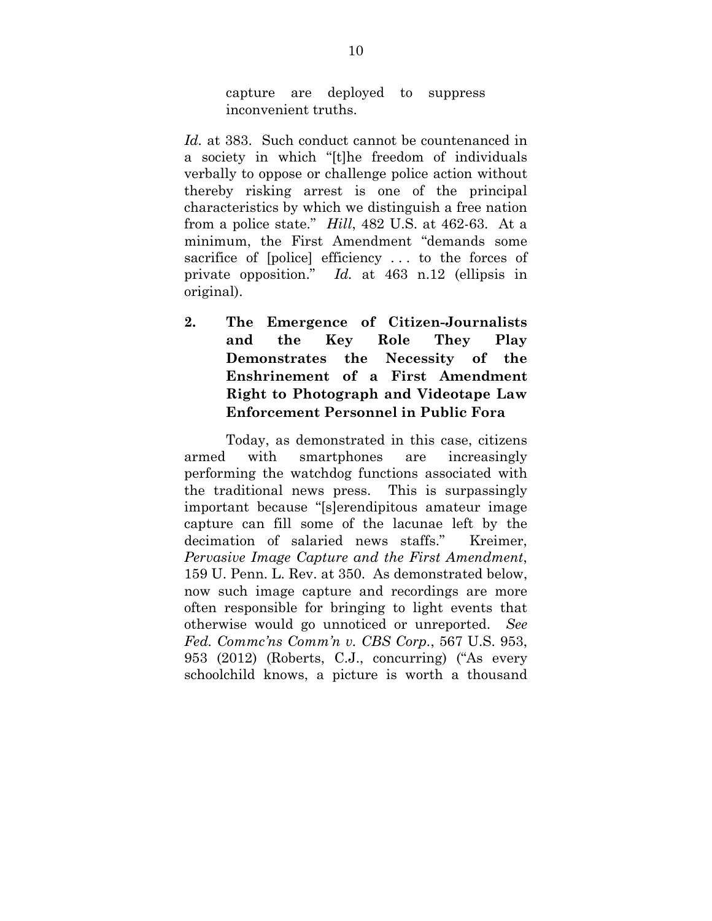> capture are deployed to suppress inconvenient truths.

*Id.* at 383. Such conduct cannot be countenanced in a society in which "[t]he freedom of individuals verbally to oppose or challenge police action without thereby risking arrest is one of the principal characteristics by which we distinguish a free nation from a police state." *Hill*, 482 U.S. at 462-63. At a minimum, the First Amendment "demands some sacrifice of [police] efficiency . . . to the forces of private opposition." *Id.* at 463 n.12 (ellipsis in original).

**2. The Emergence of Citizen-Journalists and the Key Role They Play Demonstrates the Necessity of the Enshrinement of a First Amendment Right to Photograph and Videotape Law Enforcement Personnel in Public Fora**

Today, as demonstrated in this case, citizens armed with smartphones are increasingly performing the watchdog functions associated with the traditional news press. This is surpassingly important because "[s]erendipitous amateur image capture can fill some of the lacunae left by the decimation of salaried news staffs." Kreimer, *Pervasive Image Capture and the First Amendment*, 159 U. Penn. L. Rev. at 350. As demonstrated below, now such image capture and recordings are more often responsible for bringing to light events that otherwise would go unnoticed or unreported. *See Fed. Commc'ns Comm'n v. CBS Corp.*, 567 U.S. 953, 953 (2012) (Roberts, C.J., concurring) ("As every schoolchild knows, a picture is worth a thousand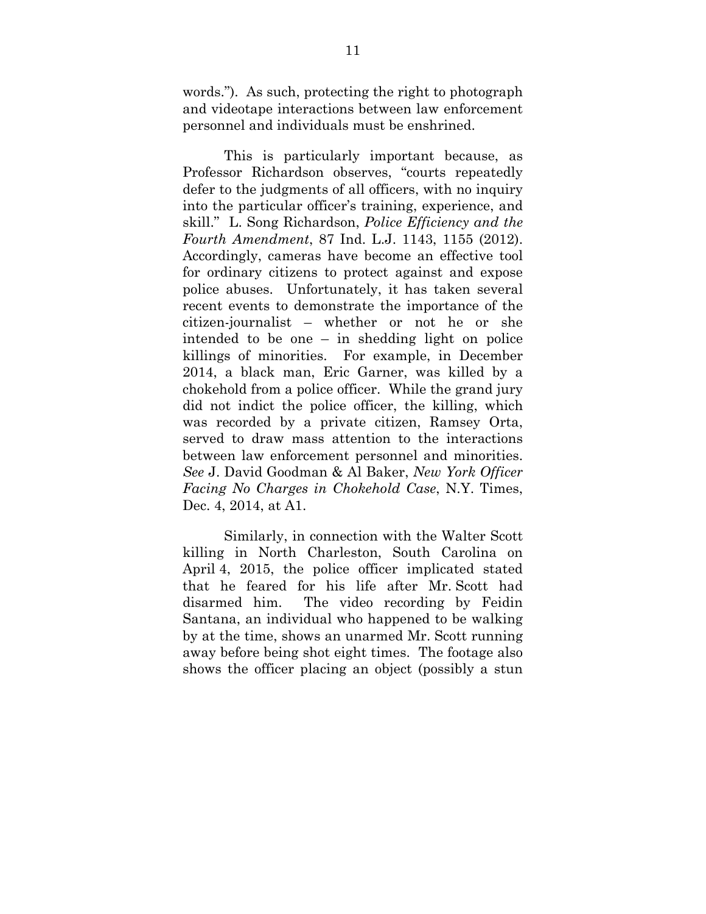words."). As such, protecting the right to photograph and videotape interactions between law enforcement personnel and individuals must be enshrined.

This is particularly important because, as Professor Richardson observes, "courts repeatedly defer to the judgments of all officers, with no inquiry into the particular officer's training, experience, and skill." L. Song Richardson, *Police Efficiency and the Fourth Amendment*, 87 Ind. L.J. 1143, 1155 (2012). Accordingly, cameras have become an effective tool for ordinary citizens to protect against and expose police abuses. Unfortunately, it has taken several recent events to demonstrate the importance of the citizen-journalist – whether or not he or she intended to be one – in shedding light on police killings of minorities. For example, in December 2014, a black man, Eric Garner, was killed by a chokehold from a police officer. While the grand jury did not indict the police officer, the killing, which was recorded by a private citizen, Ramsey Orta, served to draw mass attention to the interactions between law enforcement personnel and minorities. *See* J. David Goodman & Al Baker, *New York Officer Facing No Charges in Chokehold Case*, N.Y. Times, Dec. 4, 2014, at A1.

Similarly, in connection with the Walter Scott killing in North Charleston, South Carolina on April 4, 2015, the police officer implicated stated that he feared for his life after Mr. Scott had disarmed him. The video recording by Feidin Santana, an individual who happened to be walking by at the time, shows an unarmed Mr. Scott running away before being shot eight times. The footage also shows the officer placing an object (possibly a stun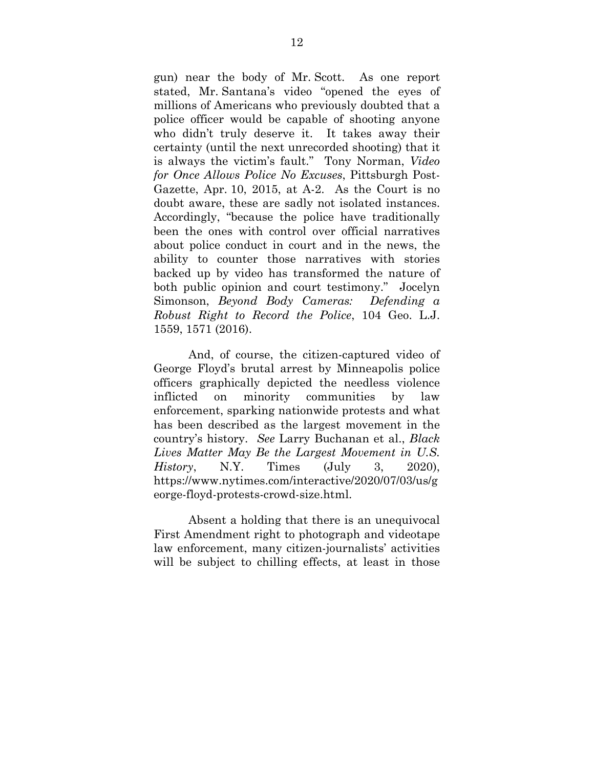gun) near the body of Mr. Scott. As one report stated, Mr. Santana's video "opened the eyes of millions of Americans who previously doubted that a police officer would be capable of shooting anyone who didn't truly deserve it. It takes away their certainty (until the next unrecorded shooting) that it is always the victim's fault." Tony Norman, *Video for Once Allows Police No Excuses*, Pittsburgh Post-Gazette, Apr. 10, 2015, at A-2. As the Court is no doubt aware, these are sadly not isolated instances. Accordingly, "because the police have traditionally been the ones with control over official narratives about police conduct in court and in the news, the ability to counter those narratives with stories backed up by video has transformed the nature of both public opinion and court testimony." Jocelyn Simonson, *Beyond Body Cameras: Defending a Robust Right to Record the Police*, 104 Geo. L.J. 1559, 1571 (2016).

And, of course, the citizen-captured video of George Floyd's brutal arrest by Minneapolis police officers graphically depicted the needless violence inflicted on minority communities by law enforcement, sparking nationwide protests and what has been described as the largest movement in the country's history. *See* Larry Buchanan et al., *Black Lives Matter May Be the Largest Movement in U.S. History*, N.Y. Times (July 3, 2020), https://www.nytimes.com/interactive/2020/07/03/us/george-floyd-protests-crowd-size.html.

Absent a holding that there is an unequivocal First Amendment right to photograph and videotape law enforcement, many citizen-journalists' activities will be subject to chilling effects, at least in those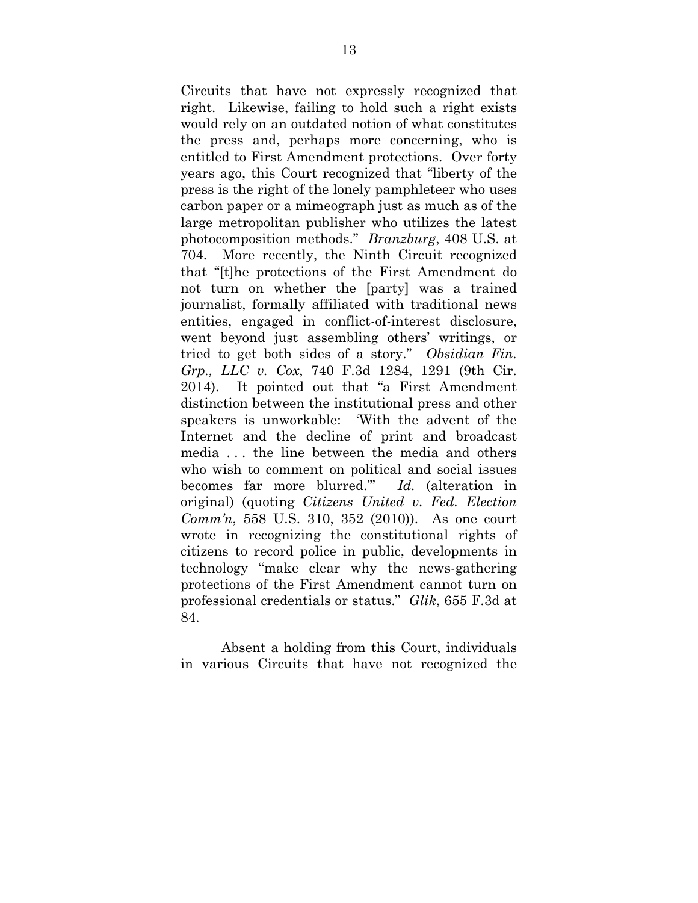Circuits that have not expressly recognized that right. Likewise, failing to hold such a right exists would rely on an outdated notion of what constitutes the press and, perhaps more concerning, who is entitled to First Amendment protections. Over forty years ago, this Court recognized that "liberty of the press is the right of the lonely pamphleteer who uses carbon paper or a mimeograph just as much as of the large metropolitan publisher who utilizes the latest photocomposition methods." *Branzburg*, 408 U.S. at 704. More recently, the Ninth Circuit recognized that "[t]he protections of the First Amendment do not turn on whether the [party] was a trained journalist, formally affiliated with traditional news entities, engaged in conflict-of-interest disclosure, went beyond just assembling others' writings, or tried to get both sides of a story." *Obsidian Fin. Grp., LLC v. Cox*, 740 F.3d 1284, 1291 (9th Cir. 2014). It pointed out that "a First Amendment distinction between the institutional press and other speakers is unworkable: 'With the advent of the Internet and the decline of print and broadcast media . . . the line between the media and others who wish to comment on political and social issues becomes far more blurred.'" *Id.* (alteration in original) (quoting *Citizens United v. Fed. Election Comm'n*, 558 U.S. 310, 352 (2010)). As one court wrote in recognizing the constitutional rights of citizens to record police in public, developments in technology "make clear why the news-gathering protections of the First Amendment cannot turn on professional credentials or status." *Glik*, 655 F.3d at 84.

Absent a holding from this Court, individuals in various Circuits that have not recognized the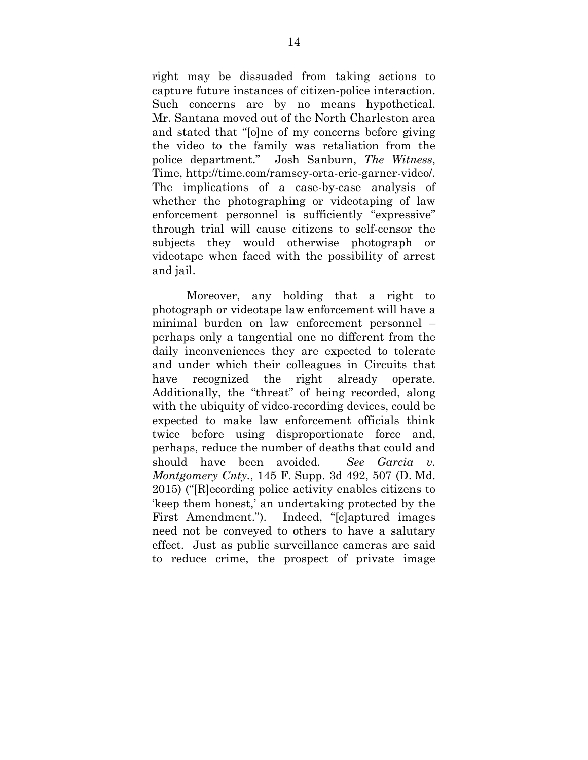right may be dissuaded from taking actions to capture future instances of citizen-police interaction. Such concerns are by no means hypothetical. Mr. Santana moved out of the North Charleston area and stated that "[o]ne of my concerns before giving the video to the family was retaliation from the police department." Josh Sanburn, *The Witness*, Time, http://time.com/ramsey-orta-eric-garner-video/. The implications of a case-by-case analysis of whether the photographing or videotaping of law enforcement personnel is sufficiently "expressive" through trial will cause citizens to self-censor the subjects they would otherwise photograph or videotape when faced with the possibility of arrest and jail.

Moreover, any holding that a right to photograph or videotape law enforcement will have a minimal burden on law enforcement personnel – perhaps only a tangential one no different from the daily inconveniences they are expected to tolerate and under which their colleagues in Circuits that have recognized the right already operate. Additionally, the "threat" of being recorded, along with the ubiquity of video-recording devices, could be expected to make law enforcement officials think twice before using disproportionate force and, perhaps, reduce the number of deaths that could and should have been avoided. *See Garcia v. Montgomery Cnty.*, 145 F. Supp. 3d 492, 507 (D. Md. 2015) ("[R]ecording police activity enables citizens to 'keep them honest,' an undertaking protected by the First Amendment."). Indeed, "[c]aptured images need not be conveyed to others to have a salutary effect. Just as public surveillance cameras are said to reduce crime, the prospect of private image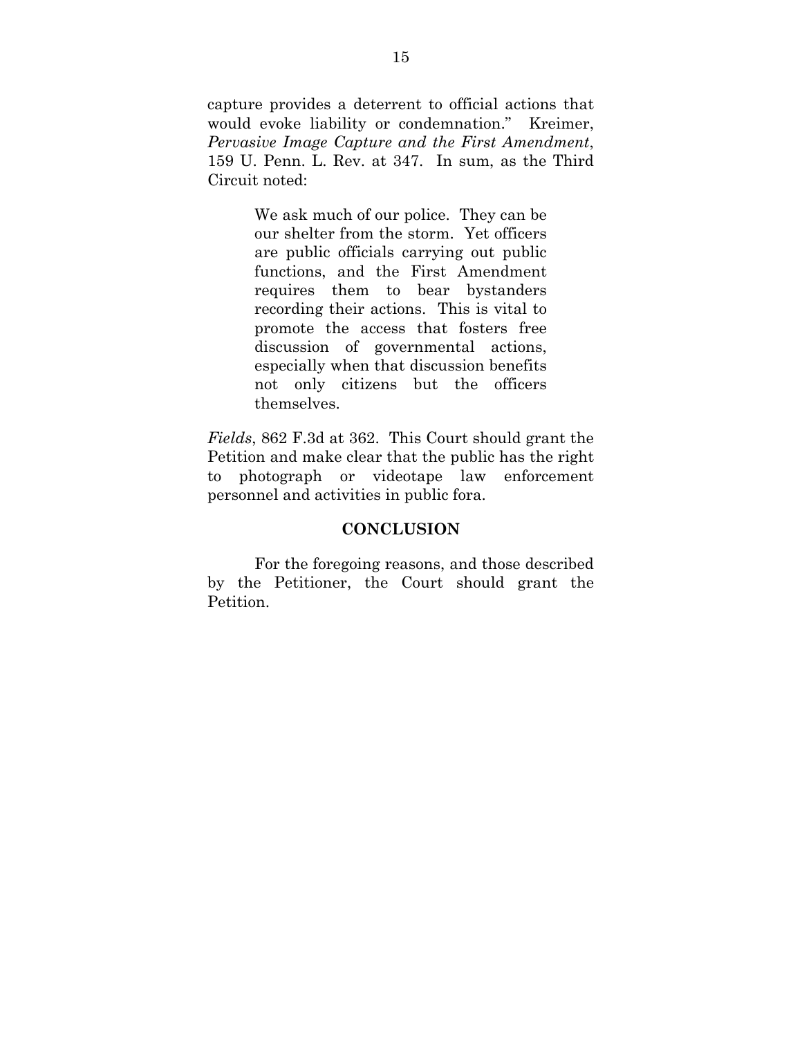capture provides a deterrent to official actions that would evoke liability or condemnation." Kreimer, *Pervasive Image Capture and the First Amendment*, 159 U. Penn. L. Rev. at 347. In sum, as the Third Circuit noted:

> We ask much of our police. They can be our shelter from the storm. Yet officers are public officials carrying out public functions, and the First Amendment requires them to bear bystanders recording their actions. This is vital to promote the access that fosters free discussion of governmental actions, especially when that discussion benefits not only citizens but the officers themselves.

*Fields*, 862 F.3d at 362. This Court should grant the Petition and make clear that the public has the right to photograph or videotape law enforcement personnel and activities in public fora.

## CONCLUSION

For the foregoing reasons, and those described by the Petitioner, the Court should grant the Petition.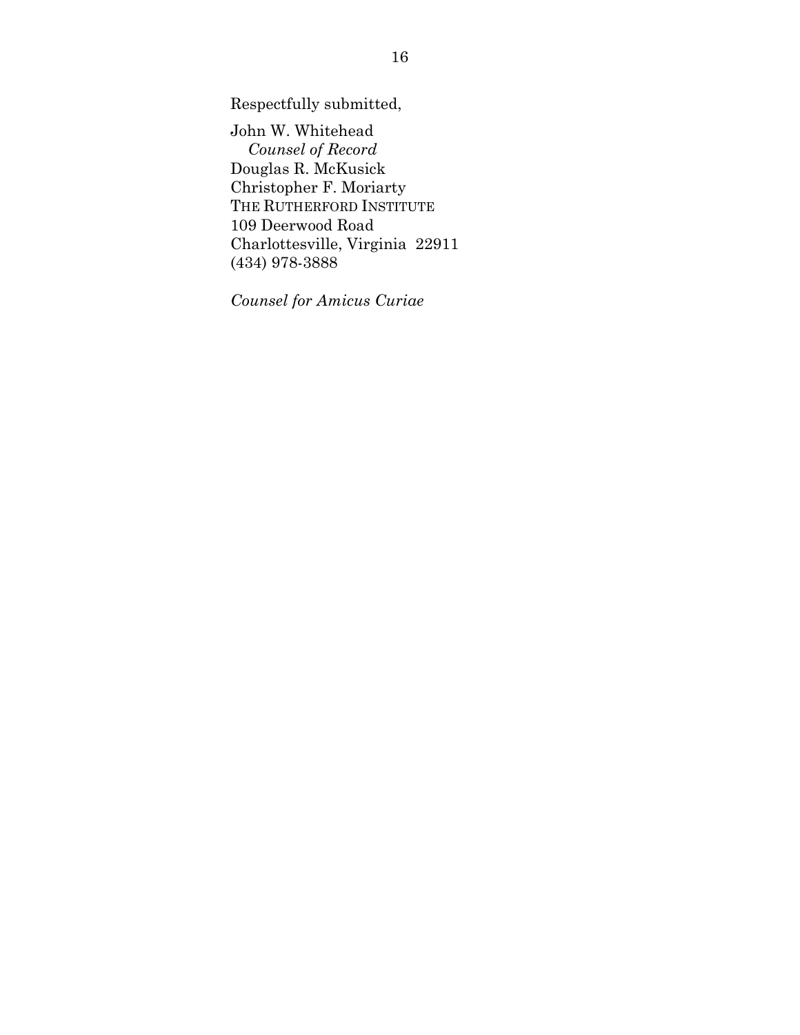Respectfully submitted,

John W. Whitehead
*Counsel of Record*
Douglas R. McKusick
Christopher F. Moriarty
THE RUTHERFORD INSTITUTE
109 Deerwood Road
Charlottesville, Virginia 22911
(434) 978-3888

*Counsel for Amicus Curiae*